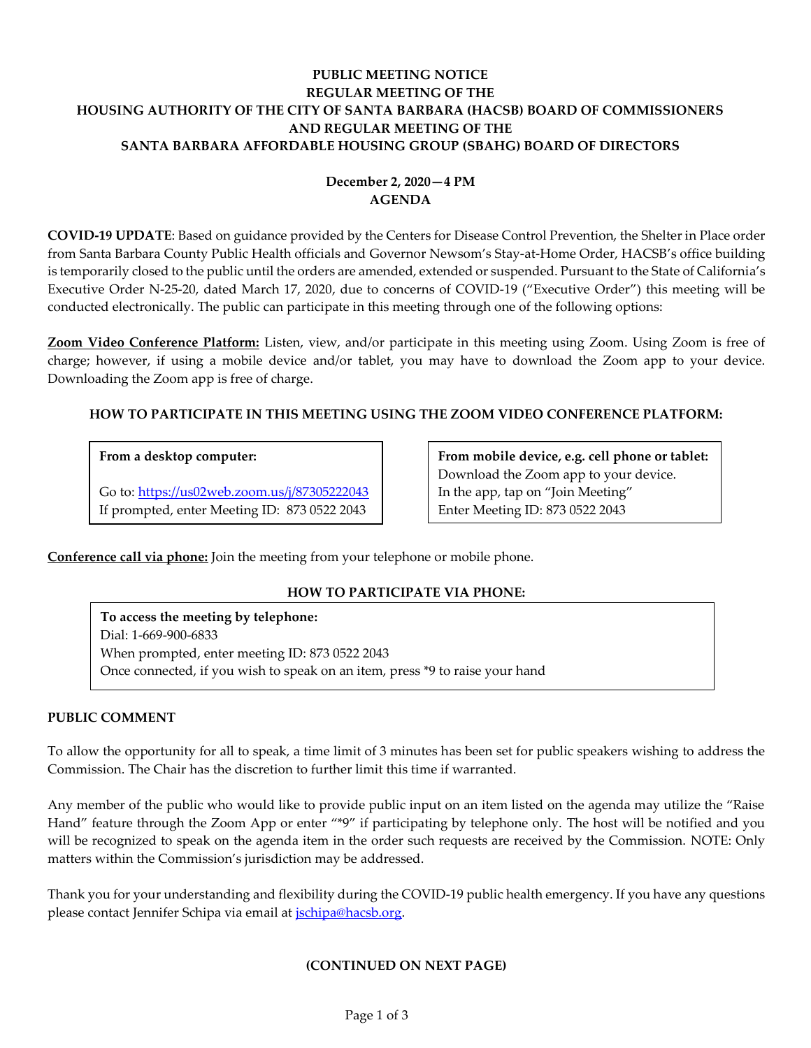# PUBLIC MEETING NOTICE
# REGULAR MEETING OF THE
# HOUSING AUTHORITY OF THE CITY OF SANTA BARBARA (HACSB) BOARD OF COMMISSIONERS
# AND REGULAR MEETING OF THE
# SANTA BARBARA AFFORDABLE HOUSING GROUP (SBAHG) BOARD OF DIRECTORS

**December 2, 2020—4 PM**
**AGENDA**

**COVID-19 UPDATE**: Based on guidance provided by the Centers for Disease Control Prevention, the Shelter in Place order from Santa Barbara County Public Health officials and Governor Newsom's Stay-at-Home Order, HACSB's office building is temporarily closed to the public until the orders are amended, extended or suspended. Pursuant to the State of California's Executive Order N-25-20, dated March 17, 2020, due to concerns of COVID-19 ("Executive Order") this meeting will be conducted electronically. The public can participate in this meeting through one of the following options:

**Zoom Video Conference Platform:** Listen, view, and/or participate in this meeting using Zoom. Using Zoom is free of charge; however, if using a mobile device and/or tablet, you may have to download the Zoom app to your device. Downloading the Zoom app is free of charge.

## HOW TO PARTICIPATE IN THIS MEETING USING THE ZOOM VIDEO CONFERENCE PLATFORM:

**From a desktop computer:**

Go to: https://us02web.zoom.us/j/87305222043
If prompted, enter Meeting ID: 873 0522 2043

**From mobile device, e.g. cell phone or tablet:**
Download the Zoom app to your device.
In the app, tap on "Join Meeting"
Enter Meeting ID: 873 0522 2043

**Conference call via phone:** Join the meeting from your telephone or mobile phone.

## HOW TO PARTICIPATE VIA PHONE:

**To access the meeting by telephone:**
Dial: 1-669-900-6833
When prompted, enter meeting ID: 873 0522 2043
Once connected, if you wish to speak on an item, press *9 to raise your hand

## PUBLIC COMMENT

To allow the opportunity for all to speak, a time limit of 3 minutes has been set for public speakers wishing to address the Commission. The Chair has the discretion to further limit this time if warranted.

Any member of the public who would like to provide public input on an item listed on the agenda may utilize the "Raise Hand" feature through the Zoom App or enter "*9" if participating by telephone only. The host will be notified and you will be recognized to speak on the agenda item in the order such requests are received by the Commission. NOTE: Only matters within the Commission's jurisdiction may be addressed.

Thank you for your understanding and flexibility during the COVID-19 public health emergency. If you have any questions please contact Jennifer Schipa via email at jschipa@hacsb.org.

**(CONTINUED ON NEXT PAGE)**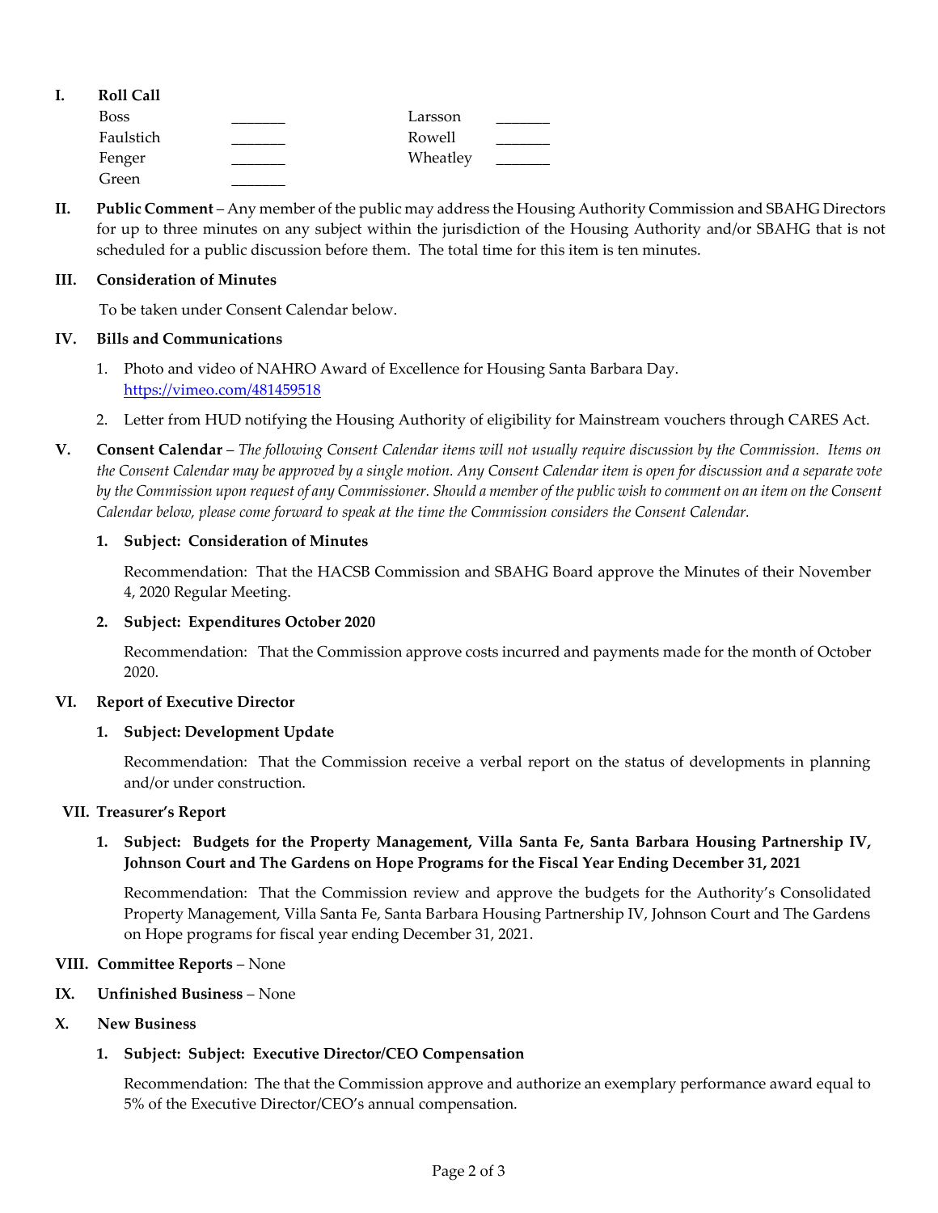## I. Roll Call

| | | | |
|---|---|---|---|
| Boss | _______ | Larsson | _______ |
| Faulstich | _______ | Rowell | _______ |
| Fenger | _______ | Wheatley | _______ |
| Green | _______ | | |

## II. Public Comment

**Public Comment** – Any member of the public may address the Housing Authority Commission and SBAHG Directors for up to three minutes on any subject within the jurisdiction of the Housing Authority and/or SBAHG that is not scheduled for a public discussion before them. The total time for this item is ten minutes.

## III. Consideration of Minutes

To be taken under Consent Calendar below.

## IV. Bills and Communications

1. Photo and video of NAHRO Award of Excellence for Housing Santa Barbara Day. https://vimeo.com/481459518
2. Letter from HUD notifying the Housing Authority of eligibility for Mainstream vouchers through CARES Act.

## V. Consent Calendar

**Consent Calendar** – *The following Consent Calendar items will not usually require discussion by the Commission. Items on the Consent Calendar may be approved by a single motion. Any Consent Calendar item is open for discussion and a separate vote by the Commission upon request of any Commissioner. Should a member of the public wish to comment on an item on the Consent Calendar below, please come forward to speak at the time the Commission considers the Consent Calendar.*

1. **Subject: Consideration of Minutes**

   Recommendation: That the HACSB Commission and SBAHG Board approve the Minutes of their November 4, 2020 Regular Meeting.

2. **Subject: Expenditures October 2020**

   Recommendation: That the Commission approve costs incurred and payments made for the month of October 2020.

## VI. Report of Executive Director

1. **Subject: Development Update**

   Recommendation: That the Commission receive a verbal report on the status of developments in planning and/or under construction.

## VII. Treasurer's Report

1. **Subject: Budgets for the Property Management, Villa Santa Fe, Santa Barbara Housing Partnership IV, Johnson Court and The Gardens on Hope Programs for the Fiscal Year Ending December 31, 2021**

   Recommendation: That the Commission review and approve the budgets for the Authority's Consolidated Property Management, Villa Santa Fe, Santa Barbara Housing Partnership IV, Johnson Court and The Gardens on Hope programs for fiscal year ending December 31, 2021.

## VIII. Committee Reports – None

## IX. Unfinished Business – None

## X. New Business

1. **Subject: Subject: Executive Director/CEO Compensation**

   Recommendation: The that the Commission approve and authorize an exemplary performance award equal to 5% of the Executive Director/CEO's annual compensation.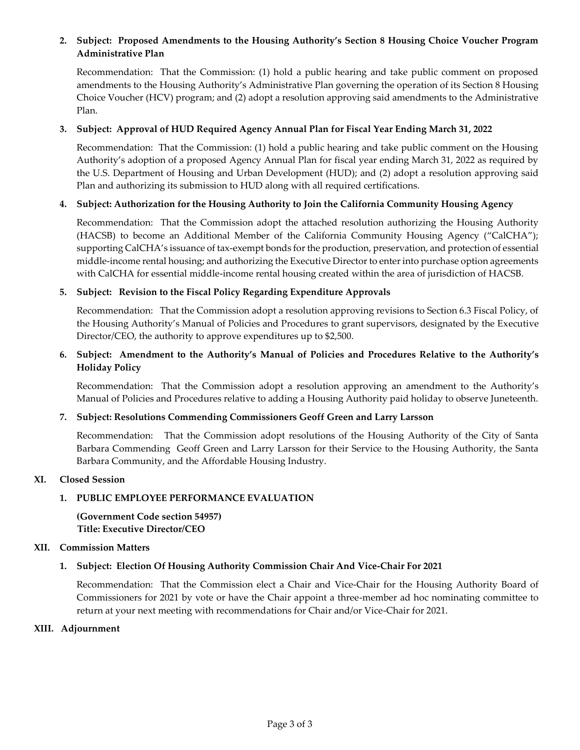2. **Subject: Proposed Amendments to the Housing Authority's Section 8 Housing Choice Voucher Program Administrative Plan**

   Recommendation: That the Commission: (1) hold a public hearing and take public comment on proposed amendments to the Housing Authority's Administrative Plan governing the operation of its Section 8 Housing Choice Voucher (HCV) program; and (2) adopt a resolution approving said amendments to the Administrative Plan.

3. **Subject: Approval of HUD Required Agency Annual Plan for Fiscal Year Ending March 31, 2022**

   Recommendation: That the Commission: (1) hold a public hearing and take public comment on the Housing Authority's adoption of a proposed Agency Annual Plan for fiscal year ending March 31, 2022 as required by the U.S. Department of Housing and Urban Development (HUD); and (2) adopt a resolution approving said Plan and authorizing its submission to HUD along with all required certifications.

4. **Subject: Authorization for the Housing Authority to Join the California Community Housing Agency**

   Recommendation: That the Commission adopt the attached resolution authorizing the Housing Authority (HACSB) to become an Additional Member of the California Community Housing Agency ("CalCHA"); supporting CalCHA's issuance of tax-exempt bonds for the production, preservation, and protection of essential middle-income rental housing; and authorizing the Executive Director to enter into purchase option agreements with CalCHA for essential middle-income rental housing created within the area of jurisdiction of HACSB.

5. **Subject: Revision to the Fiscal Policy Regarding Expenditure Approvals**

   Recommendation: That the Commission adopt a resolution approving revisions to Section 6.3 Fiscal Policy, of the Housing Authority's Manual of Policies and Procedures to grant supervisors, designated by the Executive Director/CEO, the authority to approve expenditures up to $2,500.

6. **Subject: Amendment to the Authority's Manual of Policies and Procedures Relative to the Authority's Holiday Policy**

   Recommendation: That the Commission adopt a resolution approving an amendment to the Authority's Manual of Policies and Procedures relative to adding a Housing Authority paid holiday to observe Juneteenth.

7. **Subject: Resolutions Commending Commissioners Geoff Green and Larry Larsson**

   Recommendation: That the Commission adopt resolutions of the Housing Authority of the City of Santa Barbara Commending Geoff Green and Larry Larsson for their Service to the Housing Authority, the Santa Barbara Community, and the Affordable Housing Industry.

## XI. Closed Session

1. **PUBLIC EMPLOYEE PERFORMANCE EVALUATION**

   **(Government Code section 54957)**
   **Title: Executive Director/CEO**

## XII. Commission Matters

1. **Subject: Election Of Housing Authority Commission Chair And Vice-Chair For 2021**

   Recommendation: That the Commission elect a Chair and Vice-Chair for the Housing Authority Board of Commissioners for 2021 by vote or have the Chair appoint a three-member ad hoc nominating committee to return at your next meeting with recommendations for Chair and/or Vice-Chair for 2021.

## XIII. Adjournment